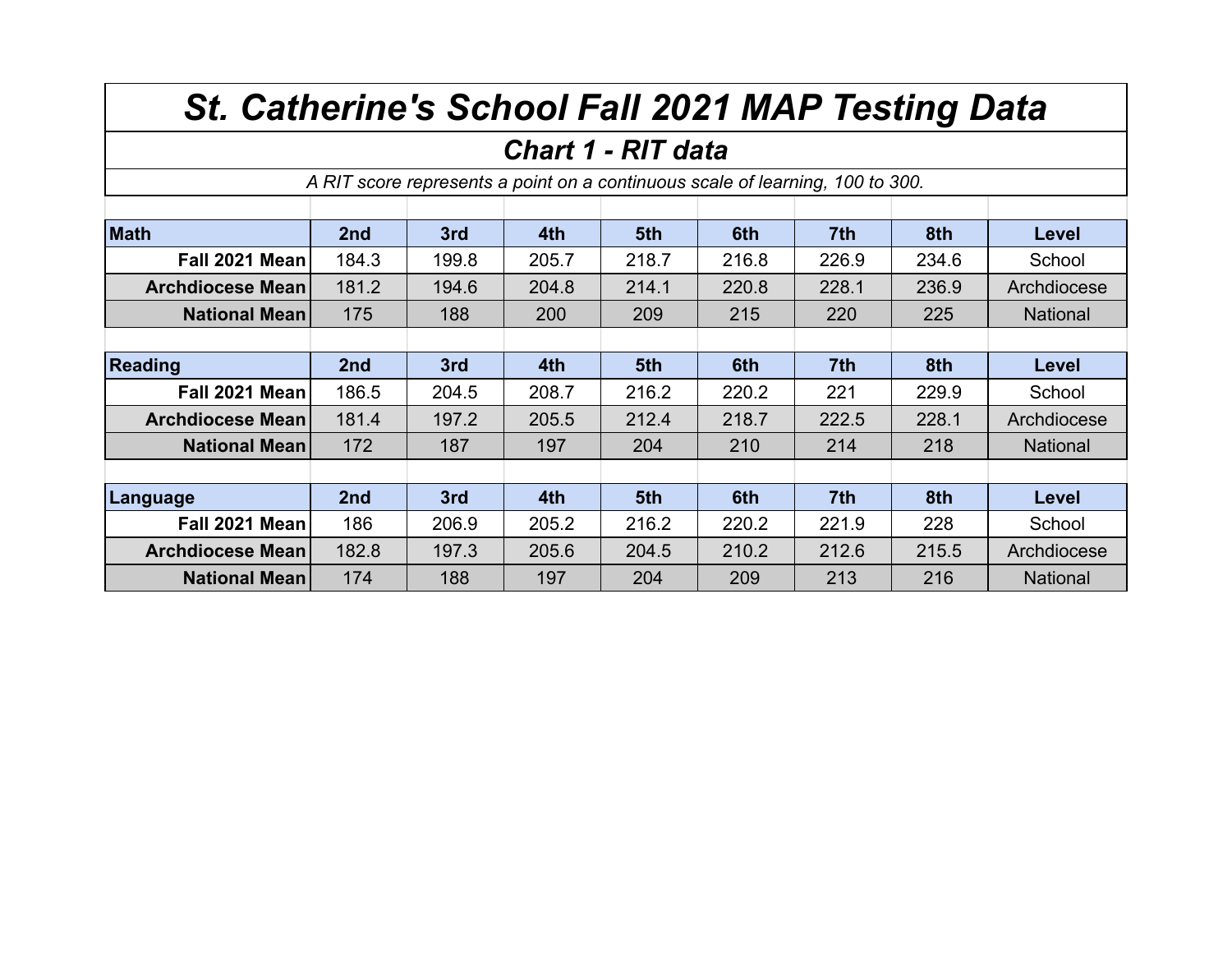# *St. Catherine's School Fall 2021 MAP Testing Data*

## *Chart 1 - RIT data*

*A RIT score represents a point on a continuous scale of learning, 100 to 300.*

| **Math** | **2nd** | **3rd** | **4th** | **5th** | **6th** | **7th** | **8th** | **Level** |
|---|---|---|---|---|---|---|---|---|
| **Fall 2021 Mean** | 184.3 | 199.8 | 205.7 | 218.7 | 216.8 | 226.9 | 234.6 | School |
| **Archdiocese Mean** | 181.2 | 194.6 | 204.8 | 214.1 | 220.8 | 228.1 | 236.9 | Archdiocese |
| **National Mean** | 175 | 188 | 200 | 209 | 215 | 220 | 225 | National |

| **Reading** | **2nd** | **3rd** | **4th** | **5th** | **6th** | **7th** | **8th** | **Level** |
|---|---|---|---|---|---|---|---|---|
| **Fall 2021 Mean** | 186.5 | 204.5 | 208.7 | 216.2 | 220.2 | 221 | 229.9 | School |
| **Archdiocese Mean** | 181.4 | 197.2 | 205.5 | 212.4 | 218.7 | 222.5 | 228.1 | Archdiocese |
| **National Mean** | 172 | 187 | 197 | 204 | 210 | 214 | 218 | National |

| **Language** | **2nd** | **3rd** | **4th** | **5th** | **6th** | **7th** | **8th** | **Level** |
|---|---|---|---|---|---|---|---|---|
| **Fall 2021 Mean** | 186 | 206.9 | 205.2 | 216.2 | 220.2 | 221.9 | 228 | School |
| **Archdiocese Mean** | 182.8 | 197.3 | 205.6 | 204.5 | 210.2 | 212.6 | 215.5 | Archdiocese |
| **National Mean** | 174 | 188 | 197 | 204 | 209 | 213 | 216 | National |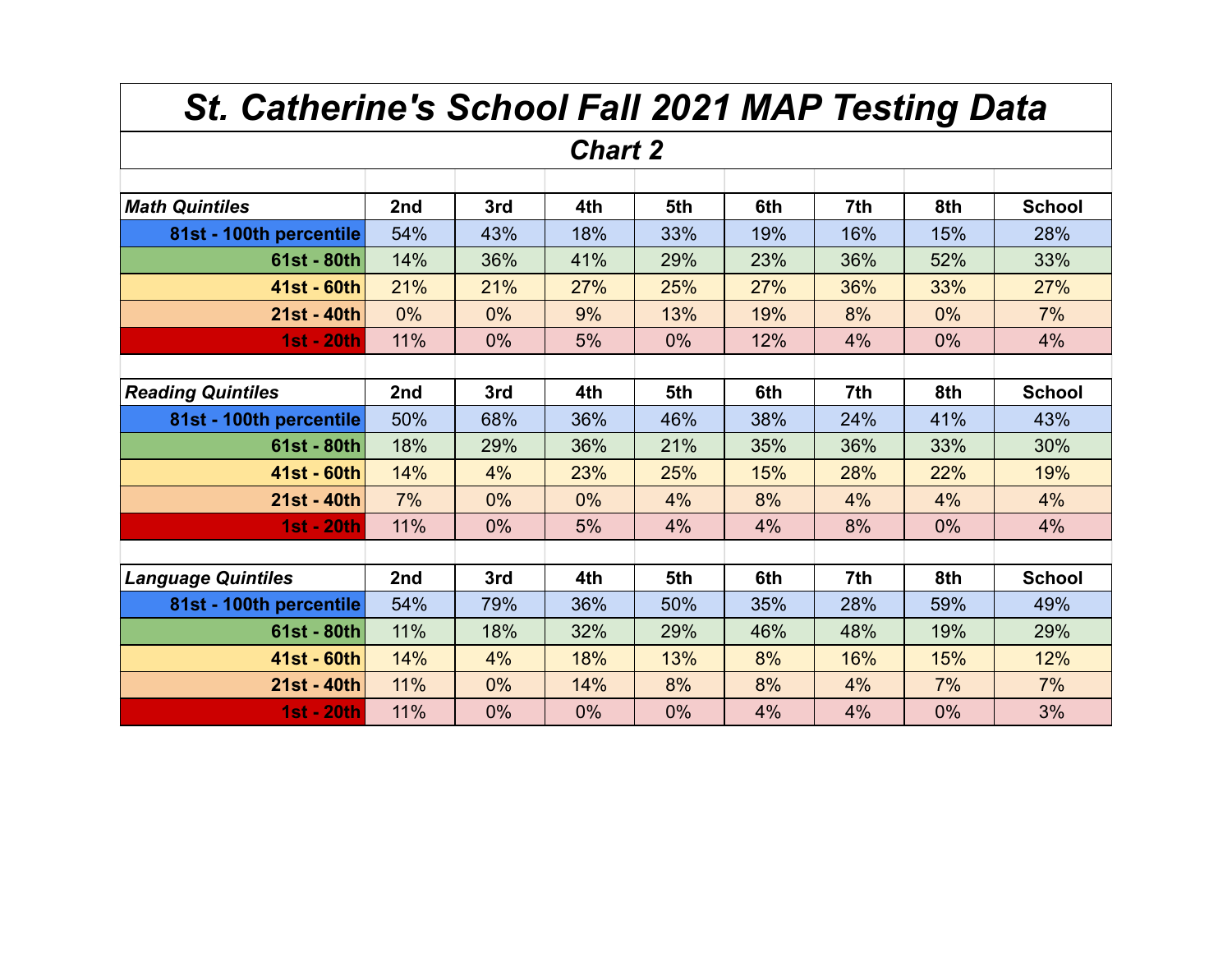# *St. Catherine's School Fall 2021 MAP Testing Data*

## *Chart 2*

| ***Math Quintiles*** | **2nd** | **3rd** | **4th** | **5th** | **6th** | **7th** | **8th** | **School** |
|---|---|---|---|---|---|---|---|---|
| **81st - 100th percentile** | 54% | 43% | 18% | 33% | 19% | 16% | 15% | 28% |
| **61st - 80th** | 14% | 36% | 41% | 29% | 23% | 36% | 52% | 33% |
| **41st - 60th** | 21% | 21% | 27% | 25% | 27% | 36% | 33% | 27% |
| **21st - 40th** | 0% | 0% | 9% | 13% | 19% | 8% | 0% | 7% |
| **1st - 20th** | 11% | 0% | 5% | 0% | 12% | 4% | 0% | 4% |

| ***Reading Quintiles*** | **2nd** | **3rd** | **4th** | **5th** | **6th** | **7th** | **8th** | **School** |
|---|---|---|---|---|---|---|---|---|
| **81st - 100th percentile** | 50% | 68% | 36% | 46% | 38% | 24% | 41% | 43% |
| **61st - 80th** | 18% | 29% | 36% | 21% | 35% | 36% | 33% | 30% |
| **41st - 60th** | 14% | 4% | 23% | 25% | 15% | 28% | 22% | 19% |
| **21st - 40th** | 7% | 0% | 0% | 4% | 8% | 4% | 4% | 4% |
| **1st - 20th** | 11% | 0% | 5% | 4% | 4% | 8% | 0% | 4% |

| ***Language Quintiles*** | **2nd** | **3rd** | **4th** | **5th** | **6th** | **7th** | **8th** | **School** |
|---|---|---|---|---|---|---|---|---|
| **81st - 100th percentile** | 54% | 79% | 36% | 50% | 35% | 28% | 59% | 49% |
| **61st - 80th** | 11% | 18% | 32% | 29% | 46% | 48% | 19% | 29% |
| **41st - 60th** | 14% | 4% | 18% | 13% | 8% | 16% | 15% | 12% |
| **21st - 40th** | 11% | 0% | 14% | 8% | 8% | 4% | 7% | 7% |
| **1st - 20th** | 11% | 0% | 0% | 0% | 4% | 4% | 0% | 3% |